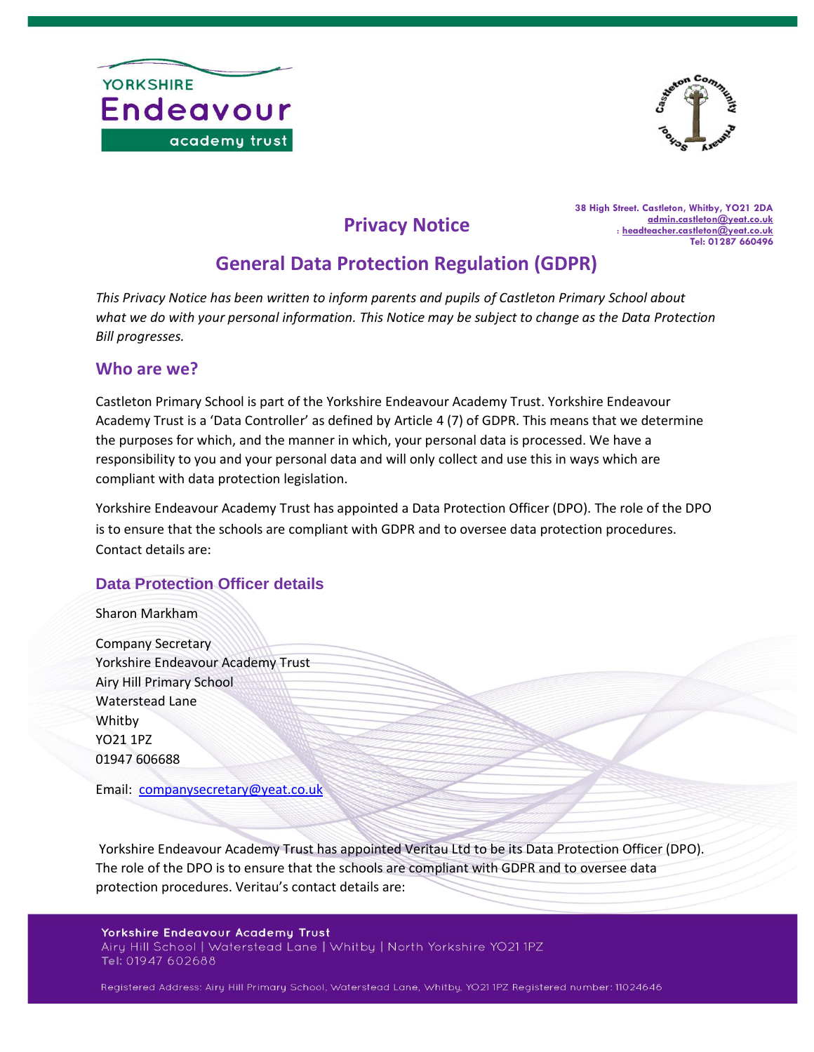38 High Street. Castleton, Whitby, YO21 2DA
admin.castleton@yeat.co.uk
: headteacher.castleton@yeat.co.uk
Tel: 01287 660496

# Privacy Notice

# General Data Protection Regulation (GDPR)

*This Privacy Notice has been written to inform parents and pupils of Castleton Primary School about what we do with your personal information. This Notice may be subject to change as the Data Protection Bill progresses.*

## Who are we?

Castleton Primary School is part of the Yorkshire Endeavour Academy Trust. Yorkshire Endeavour Academy Trust is a 'Data Controller' as defined by Article 4 (7) of GDPR. This means that we determine the purposes for which, and the manner in which, your personal data is processed. We have a responsibility to you and your personal data and will only collect and use this in ways which are compliant with data protection legislation.

Yorkshire Endeavour Academy Trust has appointed a Data Protection Officer (DPO). The role of the DPO is to ensure that the schools are compliant with GDPR and to oversee data protection procedures. Contact details are:

### Data Protection Officer details

Sharon Markham

Company Secretary
Yorkshire Endeavour Academy Trust
Airy Hill Primary School
Waterstead Lane
Whitby
YO21 1PZ
01947 606688

Email: companysecretary@yeat.co.uk

Yorkshire Endeavour Academy Trust has appointed Veritau Ltd to be its Data Protection Officer (DPO). The role of the DPO is to ensure that the schools are compliant with GDPR and to oversee data protection procedures. Veritau's contact details are:

**Yorkshire Endeavour Academy Trust**
Airy Hill School | Waterstead Lane | Whitby | North Yorkshire YO21 1PZ
Tel: 01947 602688

Registered Address: Airy Hill Primary School, Waterstead Lane, Whitby, YO21 1PZ Registered number: 11024646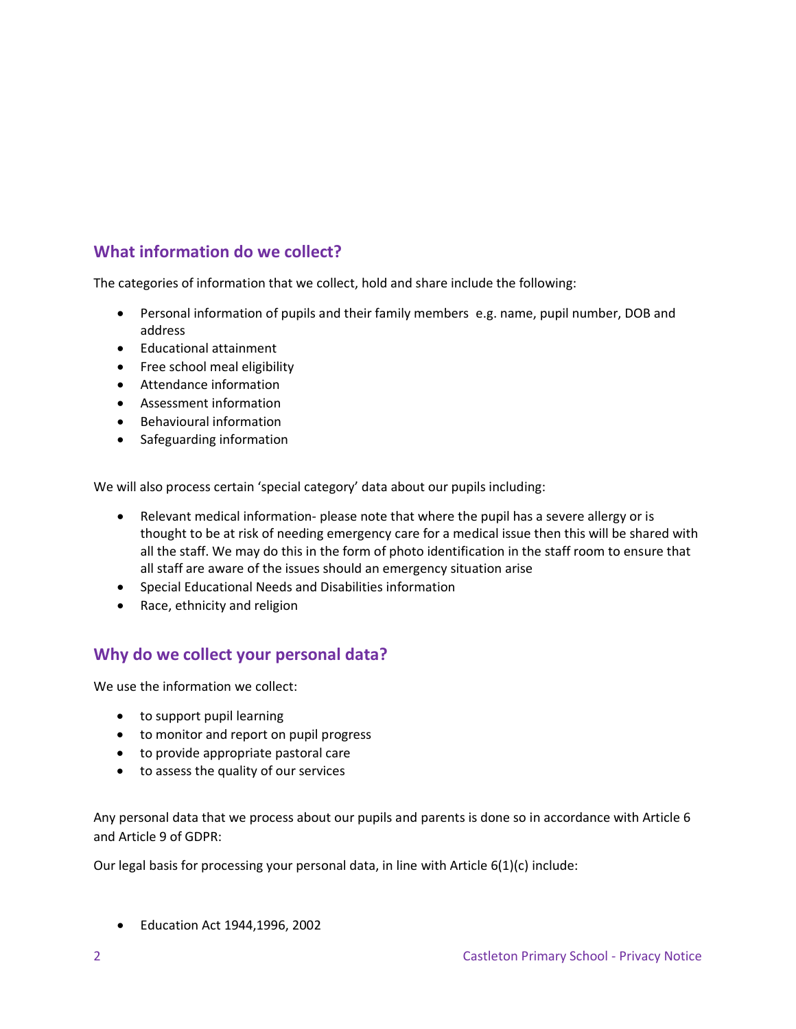## What information do we collect?

The categories of information that we collect, hold and share include the following:

- Personal information of pupils and their family members e.g. name, pupil number, DOB and address
- Educational attainment
- Free school meal eligibility
- Attendance information
- Assessment information
- Behavioural information
- Safeguarding information

We will also process certain 'special category' data about our pupils including:

- Relevant medical information- please note that where the pupil has a severe allergy or is thought to be at risk of needing emergency care for a medical issue then this will be shared with all the staff. We may do this in the form of photo identification in the staff room to ensure that all staff are aware of the issues should an emergency situation arise
- Special Educational Needs and Disabilities information
- Race, ethnicity and religion

## Why do we collect your personal data?

We use the information we collect:

- to support pupil learning
- to monitor and report on pupil progress
- to provide appropriate pastoral care
- to assess the quality of our services

Any personal data that we process about our pupils and parents is done so in accordance with Article 6 and Article 9 of GDPR:

Our legal basis for processing your personal data, in line with Article 6(1)(c) include:

- Education Act 1944,1996, 2002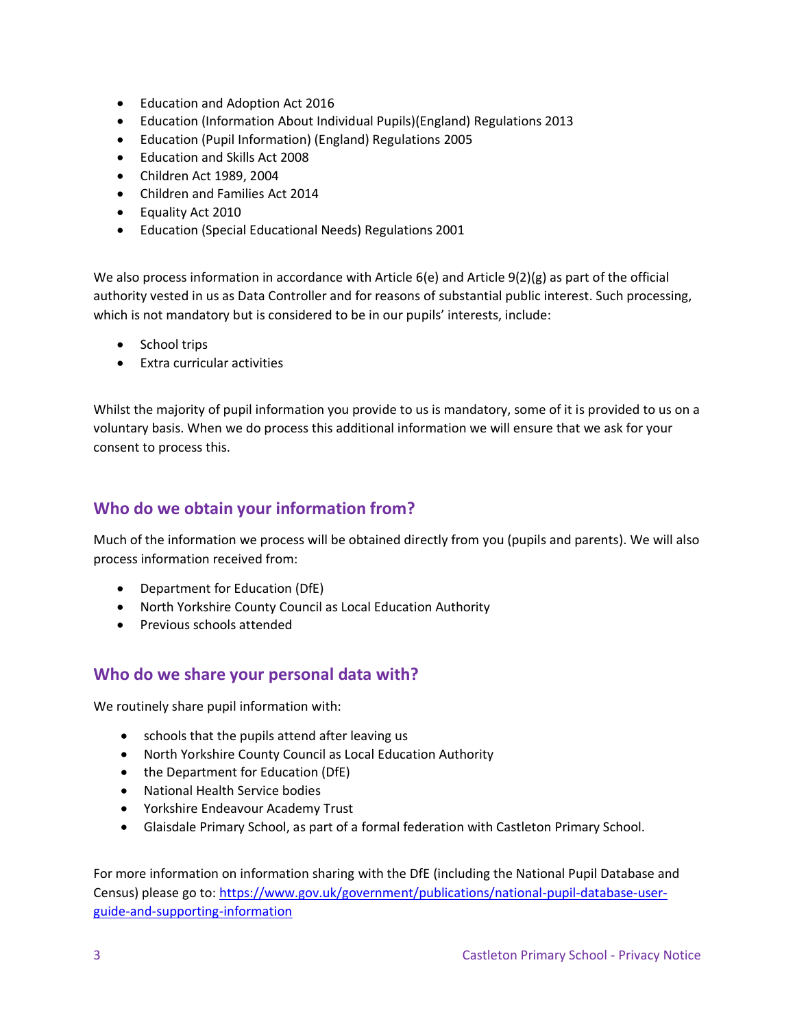- Education and Adoption Act 2016
- Education (Information About Individual Pupils)(England) Regulations 2013
- Education (Pupil Information) (England) Regulations 2005
- Education and Skills Act 2008
- Children Act 1989, 2004
- Children and Families Act 2014
- Equality Act 2010
- Education (Special Educational Needs) Regulations 2001

We also process information in accordance with Article 6(e) and Article 9(2)(g) as part of the official authority vested in us as Data Controller and for reasons of substantial public interest. Such processing, which is not mandatory but is considered to be in our pupils' interests, include:

- School trips
- Extra curricular activities

Whilst the majority of pupil information you provide to us is mandatory, some of it is provided to us on a voluntary basis. When we do process this additional information we will ensure that we ask for your consent to process this.

## Who do we obtain your information from?

Much of the information we process will be obtained directly from you (pupils and parents). We will also process information received from:

- Department for Education (DfE)
- North Yorkshire County Council as Local Education Authority
- Previous schools attended

## Who do we share your personal data with?

We routinely share pupil information with:

- schools that the pupils attend after leaving us
- North Yorkshire County Council as Local Education Authority
- the Department for Education (DfE)
- National Health Service bodies
- Yorkshire Endeavour Academy Trust
- Glaisdale Primary School, as part of a formal federation with Castleton Primary School.

For more information on information sharing with the DfE (including the National Pupil Database and Census) please go to: [https://www.gov.uk/government/publications/national-pupil-database-user-guide-and-supporting-information](https://www.gov.uk/government/publications/national-pupil-database-user-guide-and-supporting-information)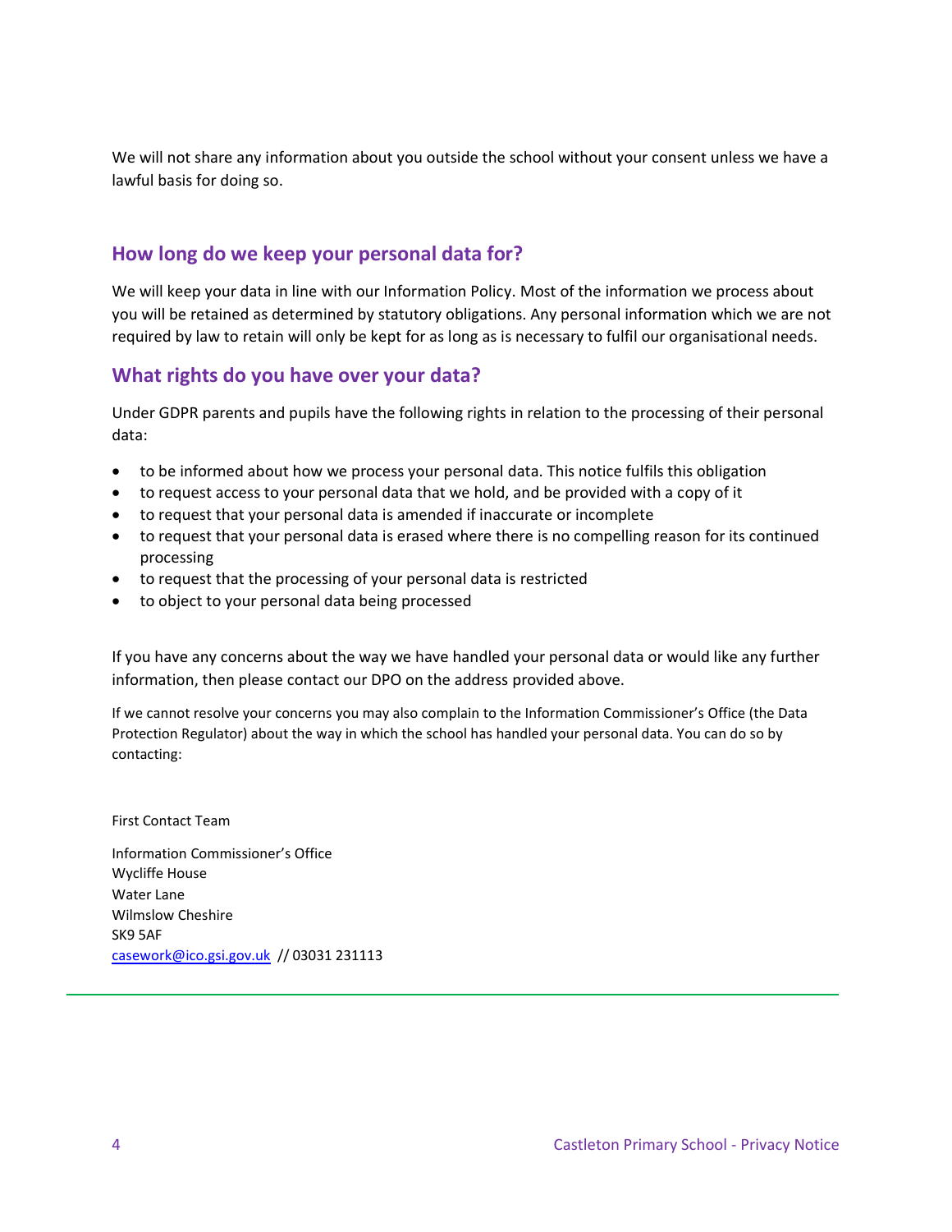We will not share any information about you outside the school without your consent unless we have a lawful basis for doing so.

## How long do we keep your personal data for?

We will keep your data in line with our Information Policy. Most of the information we process about you will be retained as determined by statutory obligations. Any personal information which we are not required by law to retain will only be kept for as long as is necessary to fulfil our organisational needs.

## What rights do you have over your data?

Under GDPR parents and pupils have the following rights in relation to the processing of their personal data:

- to be informed about how we process your personal data. This notice fulfils this obligation
- to request access to your personal data that we hold, and be provided with a copy of it
- to request that your personal data is amended if inaccurate or incomplete
- to request that your personal data is erased where there is no compelling reason for its continued processing
- to request that the processing of your personal data is restricted
- to object to your personal data being processed

If you have any concerns about the way we have handled your personal data or would like any further information, then please contact our DPO on the address provided above.

If we cannot resolve your concerns you may also complain to the Information Commissioner's Office (the Data Protection Regulator) about the way in which the school has handled your personal data. You can do so by contacting:

First Contact Team

Information Commissioner's Office
Wycliffe House
Water Lane
Wilmslow Cheshire
SK9 5AF
casework@ico.gsi.gov.uk // 03031 231113